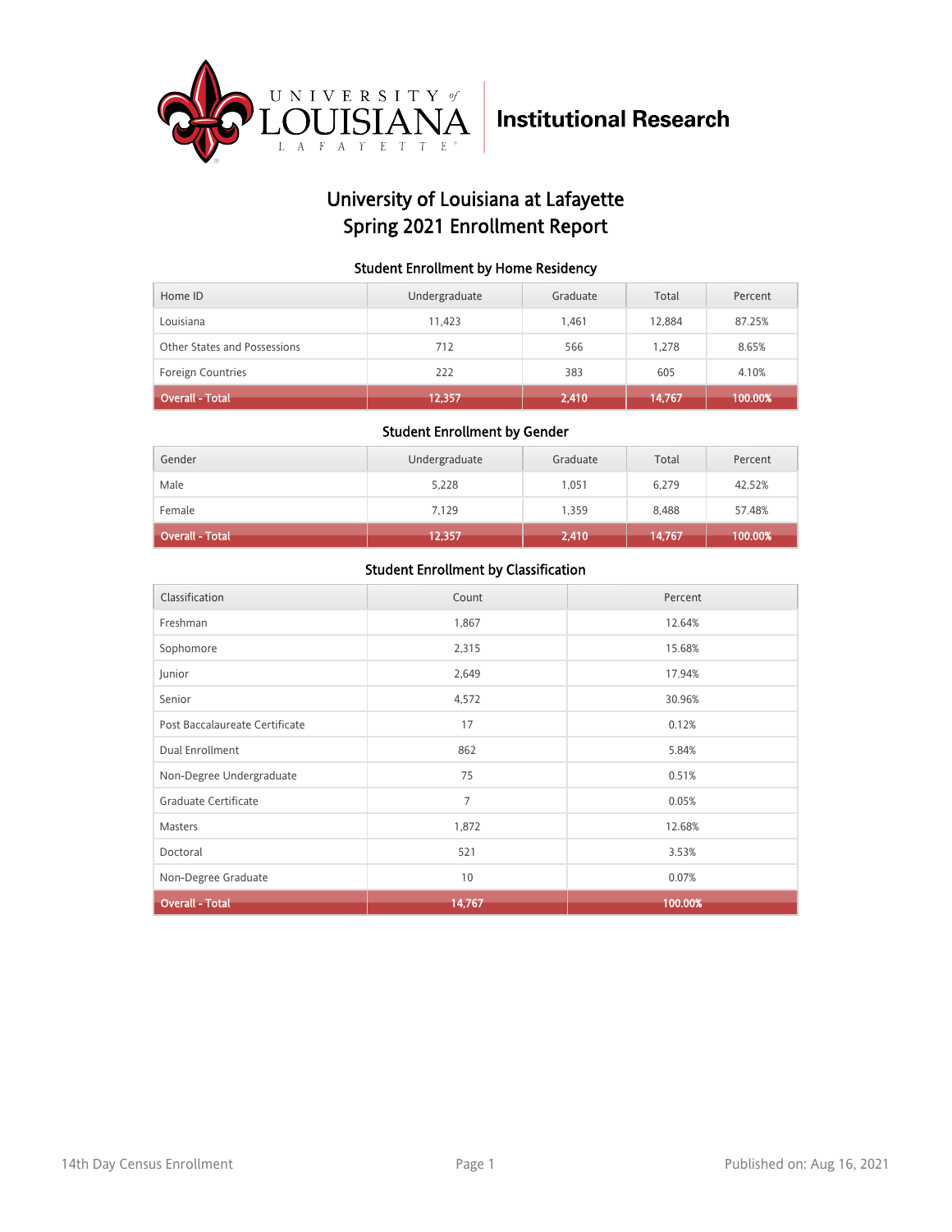# Institutional Research

## University of Louisiana at Lafayette
## Spring 2021 Enrollment Report

### Student Enrollment by Home Residency

| Home ID | Undergraduate | Graduate | Total | Percent |
|---|---|---|---|---|
| Louisiana | 11,423 | 1,461 | 12,884 | 87.25% |
| Other States and Possessions | 712 | 566 | 1,278 | 8.65% |
| Foreign Countries | 222 | 383 | 605 | 4.10% |
| Overall - Total | 12,357 | 2,410 | 14,767 | 100.00% |

### Student Enrollment by Gender

| Gender | Undergraduate | Graduate | Total | Percent |
|---|---|---|---|---|
| Male | 5,228 | 1,051 | 6,279 | 42.52% |
| Female | 7,129 | 1,359 | 8,488 | 57.48% |
| Overall - Total | 12,357 | 2,410 | 14,767 | 100.00% |

### Student Enrollment by Classification

| Classification | Count | Percent |
|---|---|---|
| Freshman | 1,867 | 12.64% |
| Sophomore | 2,315 | 15.68% |
| Junior | 2,649 | 17.94% |
| Senior | 4,572 | 30.96% |
| Post Baccalaureate Certificate | 17 | 0.12% |
| Dual Enrollment | 862 | 5.84% |
| Non-Degree Undergraduate | 75 | 0.51% |
| Graduate Certificate | 7 | 0.05% |
| Masters | 1,872 | 12.68% |
| Doctoral | 521 | 3.53% |
| Non-Degree Graduate | 10 | 0.07% |
| Overall - Total | 14,767 | 100.00% |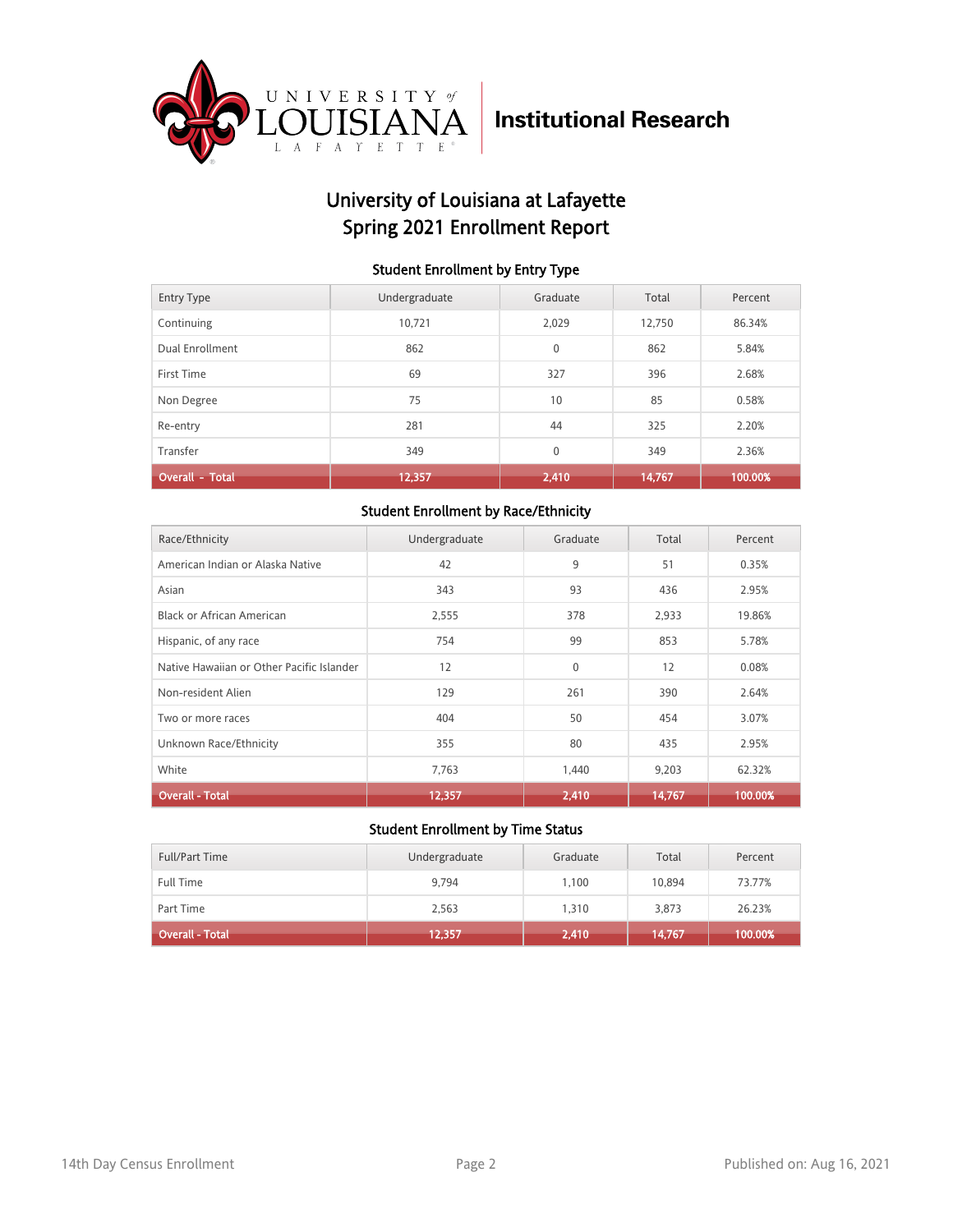Institutional Research

# University of Louisiana at Lafayette
# Spring 2021 Enrollment Report

### Student Enrollment by Entry Type

| Entry Type | Undergraduate | Graduate | Total | Percent |
|---|---|---|---|---|
| Continuing | 10,721 | 2,029 | 12,750 | 86.34% |
| Dual Enrollment | 862 | 0 | 862 | 5.84% |
| First Time | 69 | 327 | 396 | 2.68% |
| Non Degree | 75 | 10 | 85 | 0.58% |
| Re-entry | 281 | 44 | 325 | 2.20% |
| Transfer | 349 | 0 | 349 | 2.36% |
| **Overall - Total** | **12,357** | **2,410** | **14,767** | **100.00%** |

### Student Enrollment by Race/Ethnicity

| Race/Ethnicity | Undergraduate | Graduate | Total | Percent |
|---|---|---|---|---|
| American Indian or Alaska Native | 42 | 9 | 51 | 0.35% |
| Asian | 343 | 93 | 436 | 2.95% |
| Black or African American | 2,555 | 378 | 2,933 | 19.86% |
| Hispanic, of any race | 754 | 99 | 853 | 5.78% |
| Native Hawaiian or Other Pacific Islander | 12 | 0 | 12 | 0.08% |
| Non-resident Alien | 129 | 261 | 390 | 2.64% |
| Two or more races | 404 | 50 | 454 | 3.07% |
| Unknown Race/Ethnicity | 355 | 80 | 435 | 2.95% |
| White | 7,763 | 1,440 | 9,203 | 62.32% |
| **Overall - Total** | **12,357** | **2,410** | **14,767** | **100.00%** |

### Student Enrollment by Time Status

| Full/Part Time | Undergraduate | Graduate | Total | Percent |
|---|---|---|---|---|
| Full Time | 9,794 | 1,100 | 10,894 | 73.77% |
| Part Time | 2,563 | 1,310 | 3,873 | 26.23% |
| **Overall - Total** | **12,357** | **2,410** | **14,767** | **100.00%** |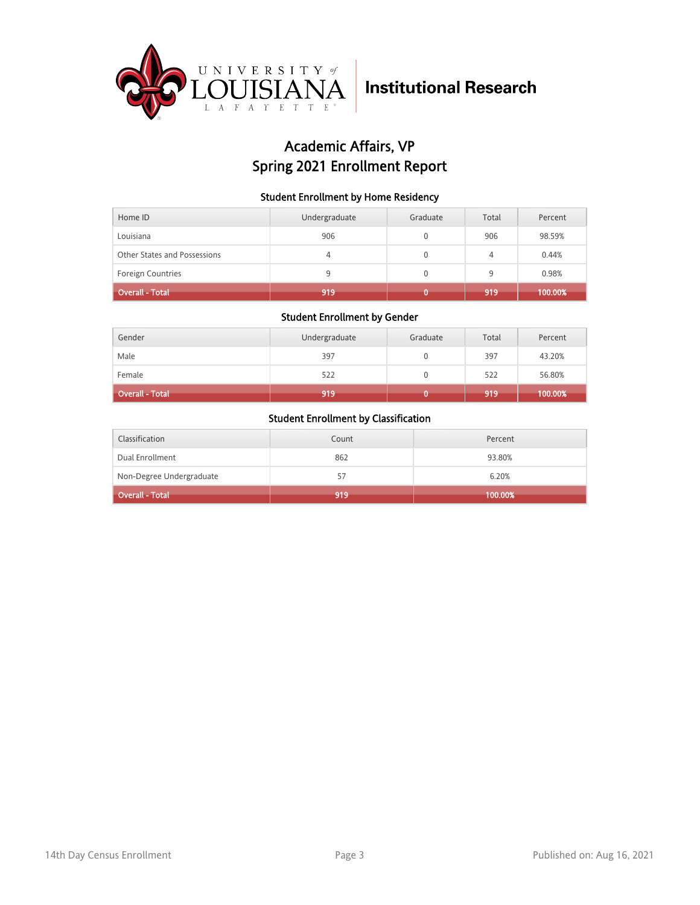# Institutional Research

## Academic Affairs, VP
## Spring 2021 Enrollment Report

### Student Enrollment by Home Residency

| Home ID | Undergraduate | Graduate | Total | Percent |
|---|---|---|---|---|
| Louisiana | 906 | 0 | 906 | 98.59% |
| Other States and Possessions | 4 | 0 | 4 | 0.44% |
| Foreign Countries | 9 | 0 | 9 | 0.98% |
| **Overall - Total** | **919** | **0** | **919** | **100.00%** |

### Student Enrollment by Gender

| Gender | Undergraduate | Graduate | Total | Percent |
|---|---|---|---|---|
| Male | 397 | 0 | 397 | 43.20% |
| Female | 522 | 0 | 522 | 56.80% |
| **Overall - Total** | **919** | **0** | **919** | **100.00%** |

### Student Enrollment by Classification

| Classification | Count | Percent |
|---|---|---|
| Dual Enrollment | 862 | 93.80% |
| Non-Degree Undergraduate | 57 | 6.20% |
| **Overall - Total** | **919** | **100.00%** |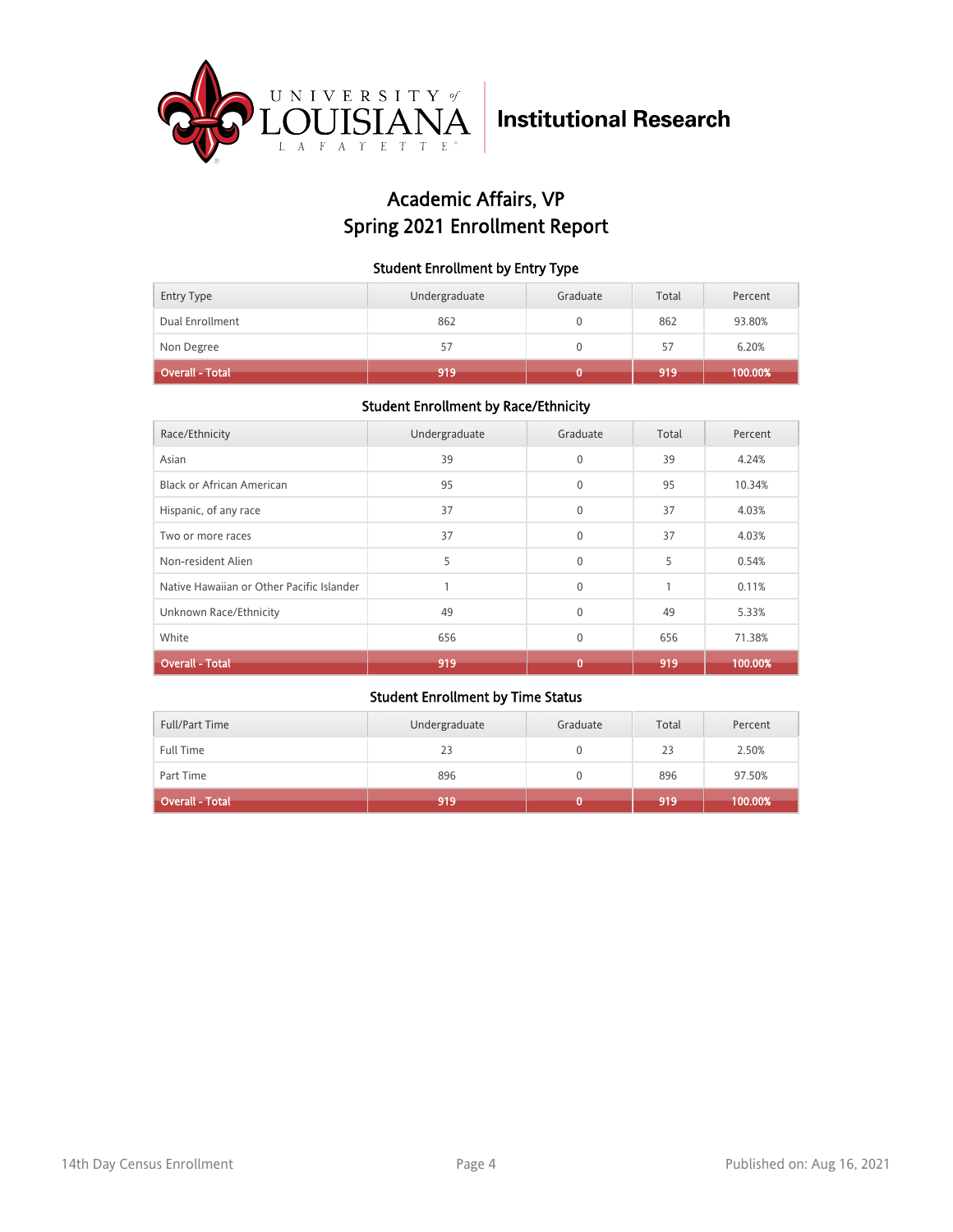# Academic Affairs, VP
# Spring 2021 Enrollment Report

### Student Enrollment by Entry Type

| Entry Type | Undergraduate | Graduate | Total | Percent |
|---|---|---|---|---|
| Dual Enrollment | 862 | 0 | 862 | 93.80% |
| Non Degree | 57 | 0 | 57 | 6.20% |
| **Overall - Total** | **919** | **0** | **919** | **100.00%** |

### Student Enrollment by Race/Ethnicity

| Race/Ethnicity | Undergraduate | Graduate | Total | Percent |
|---|---|---|---|---|
| Asian | 39 | 0 | 39 | 4.24% |
| Black or African American | 95 | 0 | 95 | 10.34% |
| Hispanic, of any race | 37 | 0 | 37 | 4.03% |
| Two or more races | 37 | 0 | 37 | 4.03% |
| Non-resident Alien | 5 | 0 | 5 | 0.54% |
| Native Hawaiian or Other Pacific Islander | 1 | 0 | 1 | 0.11% |
| Unknown Race/Ethnicity | 49 | 0 | 49 | 5.33% |
| White | 656 | 0 | 656 | 71.38% |
| **Overall - Total** | **919** | **0** | **919** | **100.00%** |

### Student Enrollment by Time Status

| Full/Part Time | Undergraduate | Graduate | Total | Percent |
|---|---|---|---|---|
| Full Time | 23 | 0 | 23 | 2.50% |
| Part Time | 896 | 0 | 896 | 97.50% |
| **Overall - Total** | **919** | **0** | **919** | **100.00%** |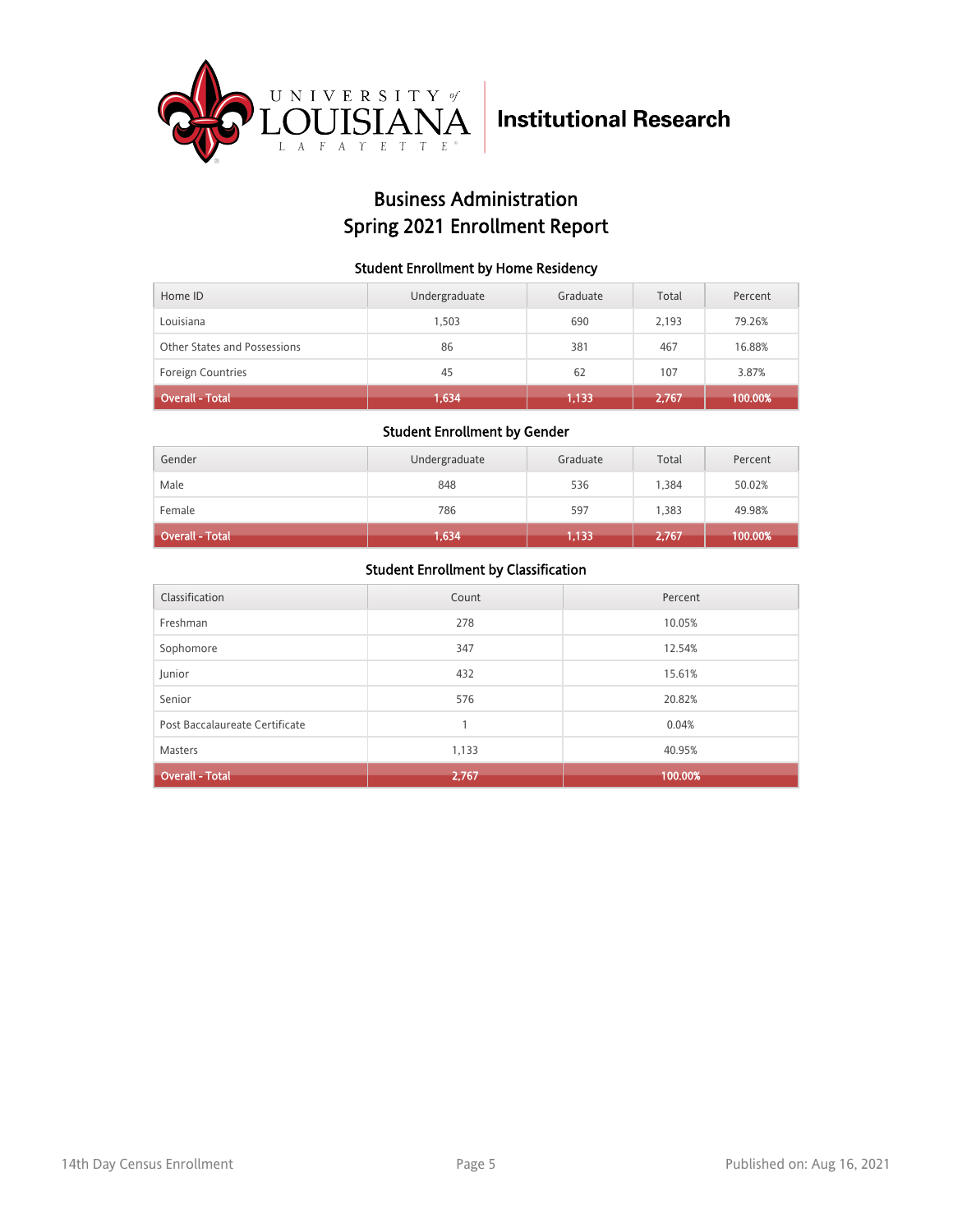University of Louisiana Lafayette | Institutional Research

# Business Administration
# Spring 2021 Enrollment Report

### Student Enrollment by Home Residency

| Home ID | Undergraduate | Graduate | Total | Percent |
|---|---|---|---|---|
| Louisiana | 1,503 | 690 | 2,193 | 79.26% |
| Other States and Possessions | 86 | 381 | 467 | 16.88% |
| Foreign Countries | 45 | 62 | 107 | 3.87% |
| **Overall - Total** | **1,634** | **1,133** | **2,767** | **100.00%** |

### Student Enrollment by Gender

| Gender | Undergraduate | Graduate | Total | Percent |
|---|---|---|---|---|
| Male | 848 | 536 | 1,384 | 50.02% |
| Female | 786 | 597 | 1,383 | 49.98% |
| **Overall - Total** | **1,634** | **1,133** | **2,767** | **100.00%** |

### Student Enrollment by Classification

| Classification | Count | Percent |
|---|---|---|
| Freshman | 278 | 10.05% |
| Sophomore | 347 | 12.54% |
| Junior | 432 | 15.61% |
| Senior | 576 | 20.82% |
| Post Baccalaureate Certificate | 1 | 0.04% |
| Masters | 1,133 | 40.95% |
| **Overall - Total** | **2,767** | **100.00%** |

14th Day Census Enrollment

Published on: Aug 16, 2021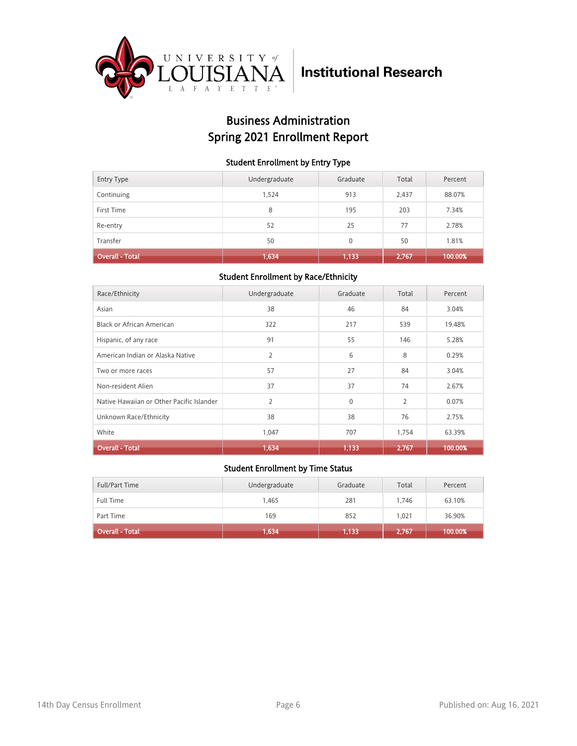UNIVERSITY of LOUISIANA LAFAYETTE | Institutional Research

# Business Administration
# Spring 2021 Enrollment Report

### Student Enrollment by Entry Type

| Entry Type | Undergraduate | Graduate | Total | Percent |
|---|---|---|---|---|
| Continuing | 1,524 | 913 | 2,437 | 88.07% |
| First Time | 8 | 195 | 203 | 7.34% |
| Re-entry | 52 | 25 | 77 | 2.78% |
| Transfer | 50 | 0 | 50 | 1.81% |
| **Overall - Total** | **1,634** | **1,133** | **2,767** | **100.00%** |

### Student Enrollment by Race/Ethnicity

| Race/Ethnicity | Undergraduate | Graduate | Total | Percent |
|---|---|---|---|---|
| Asian | 38 | 46 | 84 | 3.04% |
| Black or African American | 322 | 217 | 539 | 19.48% |
| Hispanic, of any race | 91 | 55 | 146 | 5.28% |
| American Indian or Alaska Native | 2 | 6 | 8 | 0.29% |
| Two or more races | 57 | 27 | 84 | 3.04% |
| Non-resident Alien | 37 | 37 | 74 | 2.67% |
| Native Hawaiian or Other Pacific Islander | 2 | 0 | 2 | 0.07% |
| Unknown Race/Ethnicity | 38 | 38 | 76 | 2.75% |
| White | 1,047 | 707 | 1,754 | 63.39% |
| **Overall - Total** | **1,634** | **1,133** | **2,767** | **100.00%** |

### Student Enrollment by Time Status

| Full/Part Time | Undergraduate | Graduate | Total | Percent |
|---|---|---|---|---|
| Full Time | 1,465 | 281 | 1,746 | 63.10% |
| Part Time | 169 | 852 | 1,021 | 36.90% |
| **Overall - Total** | **1,634** | **1,133** | **2,767** | **100.00%** |

14th Day Census Enrollment | Published on: Aug 16, 2021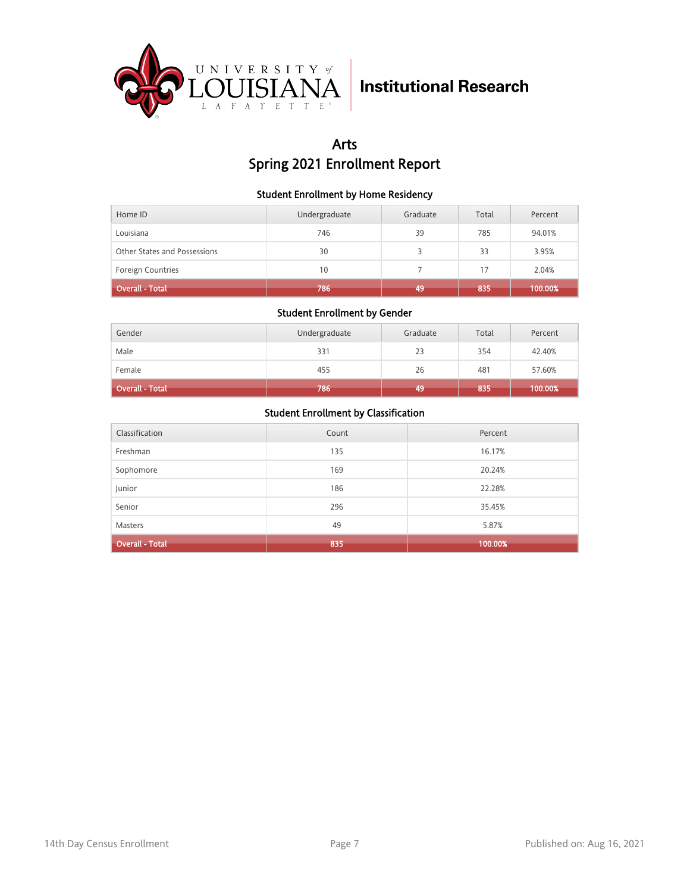University of Louisiana Lafayette — Institutional Research

# Arts
# Spring 2021 Enrollment Report

### Student Enrollment by Home Residency

| Home ID | Undergraduate | Graduate | Total | Percent |
|---|---|---|---|---|
| Louisiana | 746 | 39 | 785 | 94.01% |
| Other States and Possessions | 30 | 3 | 33 | 3.95% |
| Foreign Countries | 10 | 7 | 17 | 2.04% |
| **Overall - Total** | **786** | **49** | **835** | **100.00%** |

### Student Enrollment by Gender

| Gender | Undergraduate | Graduate | Total | Percent |
|---|---|---|---|---|
| Male | 331 | 23 | 354 | 42.40% |
| Female | 455 | 26 | 481 | 57.60% |
| **Overall - Total** | **786** | **49** | **835** | **100.00%** |

### Student Enrollment by Classification

| Classification | Count | Percent |
|---|---|---|
| Freshman | 135 | 16.17% |
| Sophomore | 169 | 20.24% |
| Junior | 186 | 22.28% |
| Senior | 296 | 35.45% |
| Masters | 49 | 5.87% |
| **Overall - Total** | **835** | **100.00%** |

14th Day Census Enrollment

Published on: Aug 16, 2021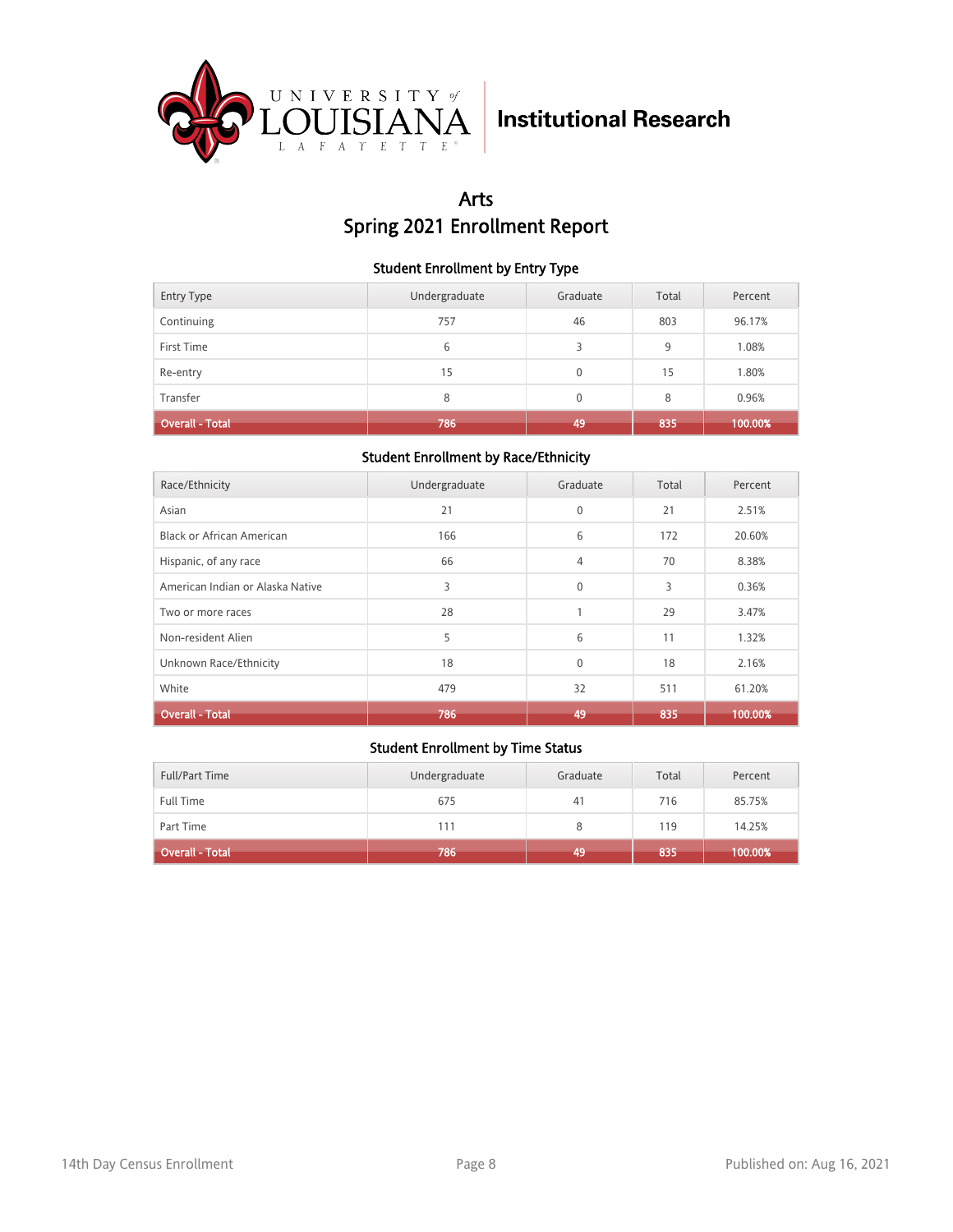University of Louisiana Lafayette | Institutional Research

# Arts
# Spring 2021 Enrollment Report

### Student Enrollment by Entry Type

| Entry Type | Undergraduate | Graduate | Total | Percent |
|---|---|---|---|---|
| Continuing | 757 | 46 | 803 | 96.17% |
| First Time | 6 | 3 | 9 | 1.08% |
| Re-entry | 15 | 0 | 15 | 1.80% |
| Transfer | 8 | 0 | 8 | 0.96% |
| **Overall - Total** | **786** | **49** | **835** | **100.00%** |

### Student Enrollment by Race/Ethnicity

| Race/Ethnicity | Undergraduate | Graduate | Total | Percent |
|---|---|---|---|---|
| Asian | 21 | 0 | 21 | 2.51% |
| Black or African American | 166 | 6 | 172 | 20.60% |
| Hispanic, of any race | 66 | 4 | 70 | 8.38% |
| American Indian or Alaska Native | 3 | 0 | 3 | 0.36% |
| Two or more races | 28 | 1 | 29 | 3.47% |
| Non-resident Alien | 5 | 6 | 11 | 1.32% |
| Unknown Race/Ethnicity | 18 | 0 | 18 | 2.16% |
| White | 479 | 32 | 511 | 61.20% |
| **Overall - Total** | **786** | **49** | **835** | **100.00%** |

### Student Enrollment by Time Status

| Full/Part Time | Undergraduate | Graduate | Total | Percent |
|---|---|---|---|---|
| Full Time | 675 | 41 | 716 | 85.75% |
| Part Time | 111 | 8 | 119 | 14.25% |
| **Overall - Total** | **786** | **49** | **835** | **100.00%** |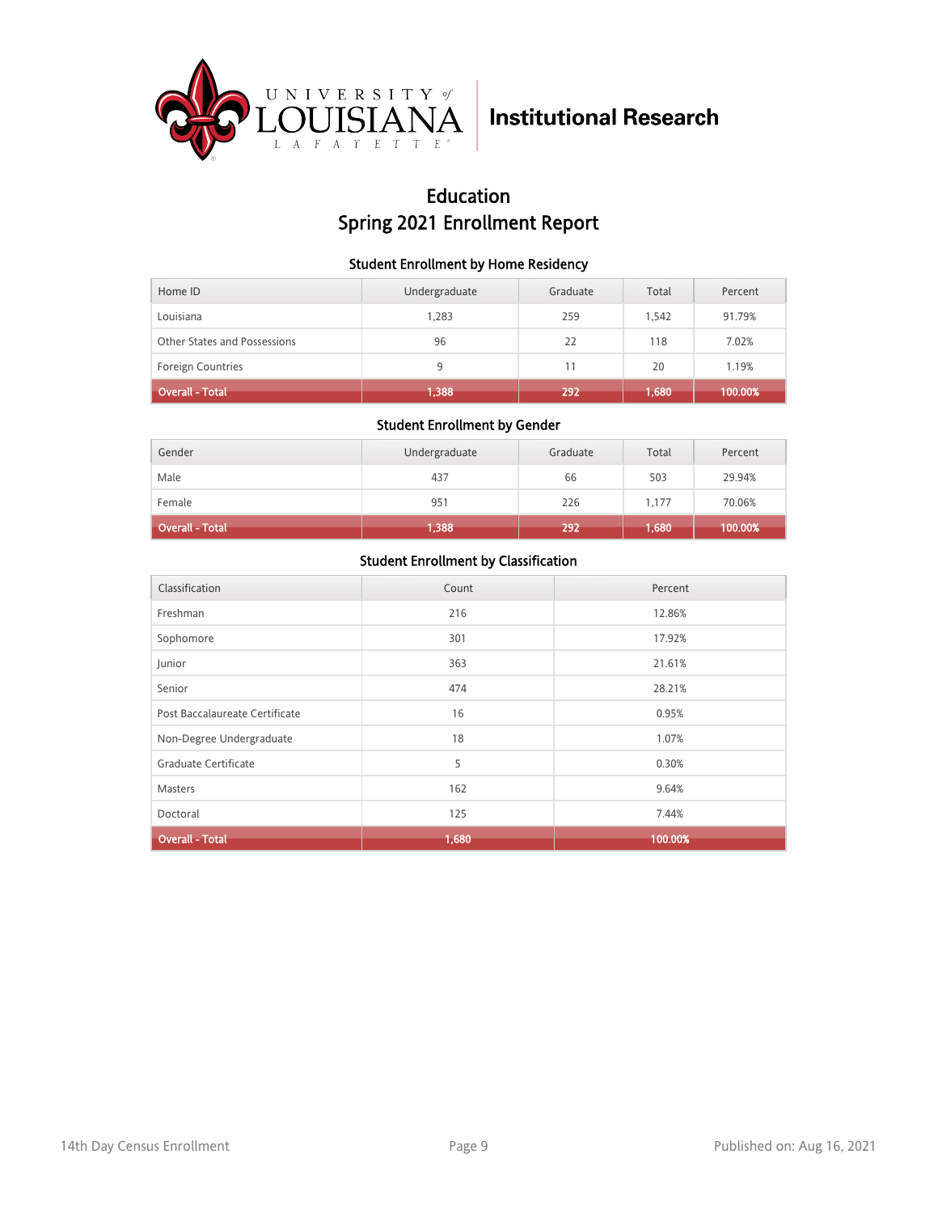University of Louisiana Lafayette | Institutional Research

# Education
# Spring 2021 Enrollment Report

### Student Enrollment by Home Residency

| Home ID | Undergraduate | Graduate | Total | Percent |
| --- | --- | --- | --- | --- |
| Louisiana | 1,283 | 259 | 1,542 | 91.79% |
| Other States and Possessions | 96 | 22 | 118 | 7.02% |
| Foreign Countries | 9 | 11 | 20 | 1.19% |
| **Overall - Total** | **1,388** | **292** | **1,680** | **100.00%** |

### Student Enrollment by Gender

| Gender | Undergraduate | Graduate | Total | Percent |
| --- | --- | --- | --- | --- |
| Male | 437 | 66 | 503 | 29.94% |
| Female | 951 | 226 | 1,177 | 70.06% |
| **Overall - Total** | **1,388** | **292** | **1,680** | **100.00%** |

### Student Enrollment by Classification

| Classification | Count | Percent |
| --- | --- | --- |
| Freshman | 216 | 12.86% |
| Sophomore | 301 | 17.92% |
| Junior | 363 | 21.61% |
| Senior | 474 | 28.21% |
| Post Baccalaureate Certificate | 16 | 0.95% |
| Non-Degree Undergraduate | 18 | 1.07% |
| Graduate Certificate | 5 | 0.30% |
| Masters | 162 | 9.64% |
| Doctoral | 125 | 7.44% |
| **Overall - Total** | **1,680** | **100.00%** |

14th Day Census Enrollment | Published on: Aug 16, 2021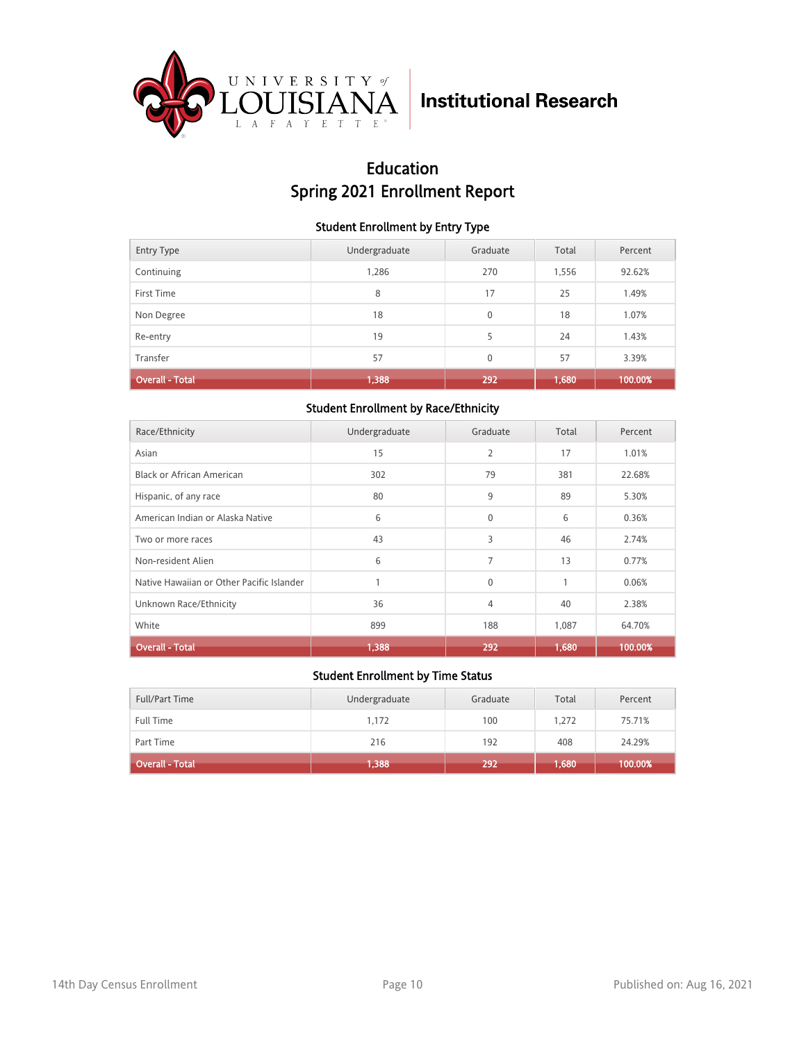University of Louisiana at Lafayette — Institutional Research

# Education
# Spring 2021 Enrollment Report

### Student Enrollment by Entry Type

| Entry Type | Undergraduate | Graduate | Total | Percent |
|---|---|---|---|---|
| Continuing | 1,286 | 270 | 1,556 | 92.62% |
| First Time | 8 | 17 | 25 | 1.49% |
| Non Degree | 18 | 0 | 18 | 1.07% |
| Re-entry | 19 | 5 | 24 | 1.43% |
| Transfer | 57 | 0 | 57 | 3.39% |
| **Overall - Total** | **1,388** | **292** | **1,680** | **100.00%** |

### Student Enrollment by Race/Ethnicity

| Race/Ethnicity | Undergraduate | Graduate | Total | Percent |
|---|---|---|---|---|
| Asian | 15 | 2 | 17 | 1.01% |
| Black or African American | 302 | 79 | 381 | 22.68% |
| Hispanic, of any race | 80 | 9 | 89 | 5.30% |
| American Indian or Alaska Native | 6 | 0 | 6 | 0.36% |
| Two or more races | 43 | 3 | 46 | 2.74% |
| Non-resident Alien | 6 | 7 | 13 | 0.77% |
| Native Hawaiian or Other Pacific Islander | 1 | 0 | 1 | 0.06% |
| Unknown Race/Ethnicity | 36 | 4 | 40 | 2.38% |
| White | 899 | 188 | 1,087 | 64.70% |
| **Overall - Total** | **1,388** | **292** | **1,680** | **100.00%** |

### Student Enrollment by Time Status

| Full/Part Time | Undergraduate | Graduate | Total | Percent |
|---|---|---|---|---|
| Full Time | 1,172 | 100 | 1,272 | 75.71% |
| Part Time | 216 | 192 | 408 | 24.29% |
| **Overall - Total** | **1,388** | **292** | **1,680** | **100.00%** |

14th Day Census Enrollment

Published on: Aug 16, 2021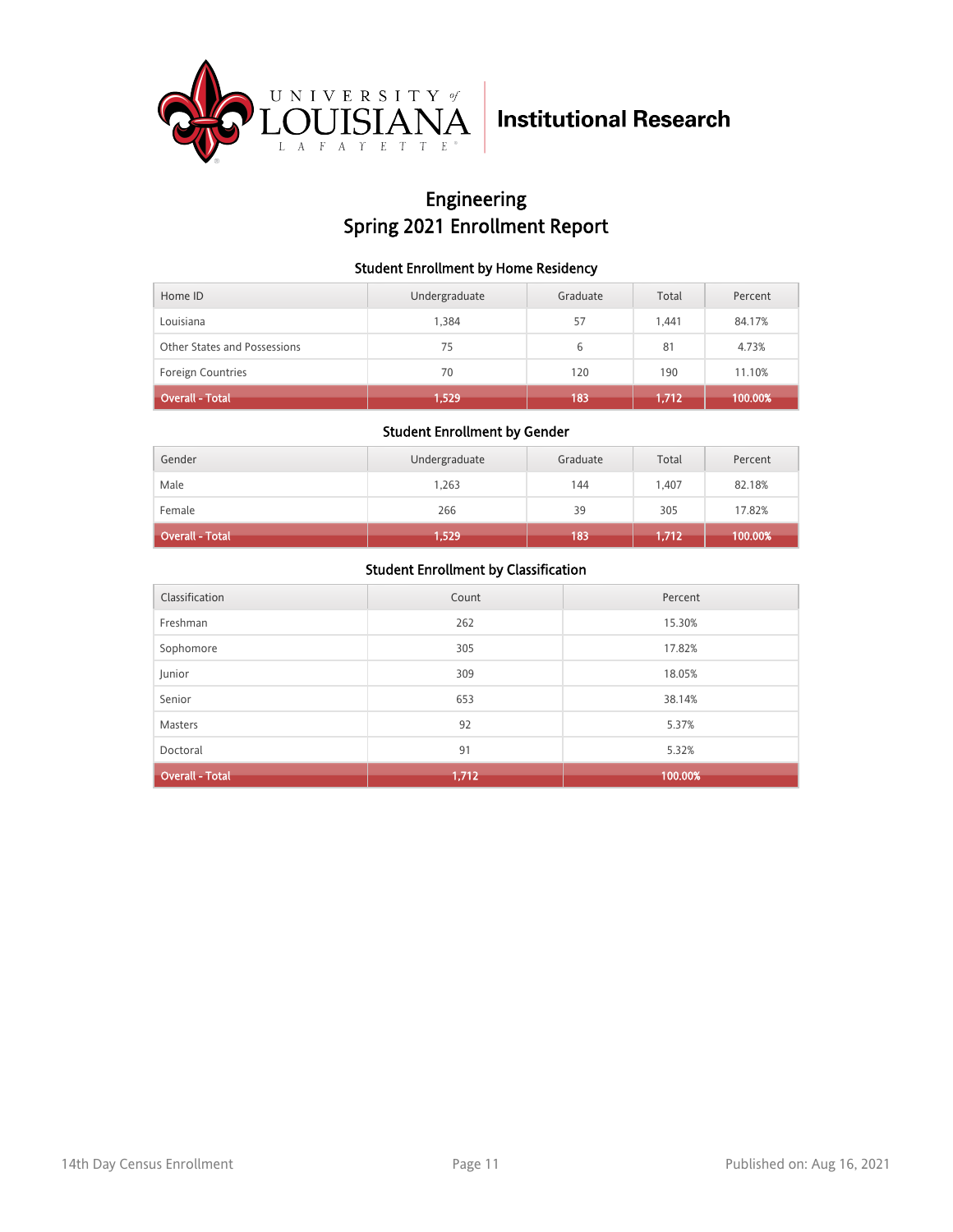University of Louisiana Lafayette | **Institutional Research**

# Engineering
# Spring 2021 Enrollment Report

### Student Enrollment by Home Residency

| Home ID | Undergraduate | Graduate | Total | Percent |
|---|---|---|---|---|
| Louisiana | 1,384 | 57 | 1,441 | 84.17% |
| Other States and Possessions | 75 | 6 | 81 | 4.73% |
| Foreign Countries | 70 | 120 | 190 | 11.10% |
| **Overall - Total** | **1,529** | **183** | **1,712** | **100.00%** |

### Student Enrollment by Gender

| Gender | Undergraduate | Graduate | Total | Percent |
|---|---|---|---|---|
| Male | 1,263 | 144 | 1,407 | 82.18% |
| Female | 266 | 39 | 305 | 17.82% |
| **Overall - Total** | **1,529** | **183** | **1,712** | **100.00%** |

### Student Enrollment by Classification

| Classification | Count | Percent |
|---|---|---|
| Freshman | 262 | 15.30% |
| Sophomore | 305 | 17.82% |
| Junior | 309 | 18.05% |
| Senior | 653 | 38.14% |
| Masters | 92 | 5.37% |
| Doctoral | 91 | 5.32% |
| **Overall - Total** | **1,712** | **100.00%** |

14th Day Census Enrollment

Published on: Aug 16, 2021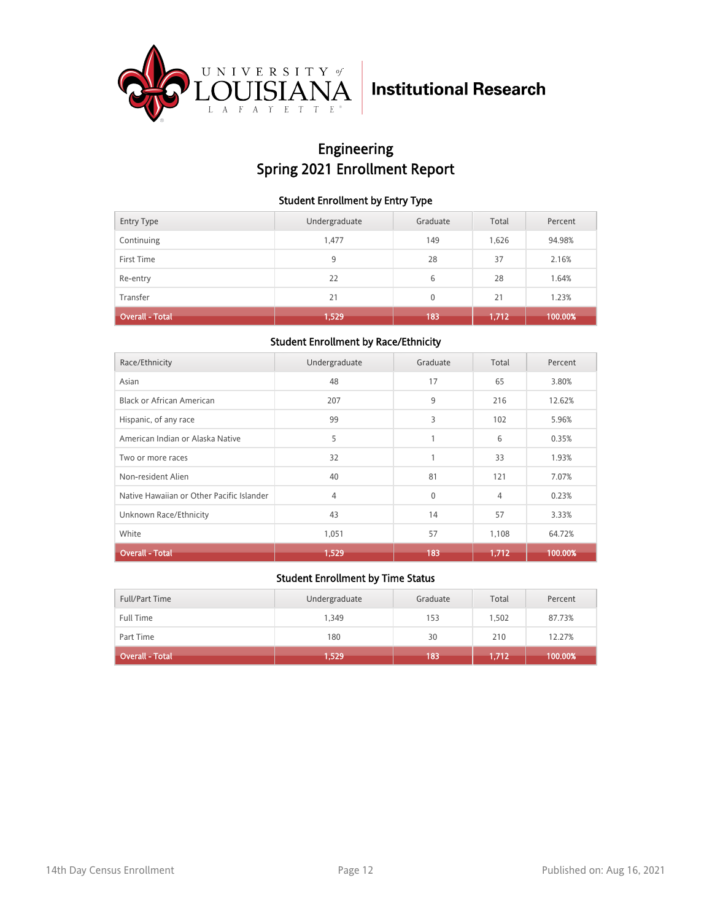University of Louisiana Lafayette | Institutional Research

# Engineering
# Spring 2021 Enrollment Report

### Student Enrollment by Entry Type

| Entry Type | Undergraduate | Graduate | Total | Percent |
|---|---|---|---|---|
| Continuing | 1,477 | 149 | 1,626 | 94.98% |
| First Time | 9 | 28 | 37 | 2.16% |
| Re-entry | 22 | 6 | 28 | 1.64% |
| Transfer | 21 | 0 | 21 | 1.23% |
| **Overall - Total** | **1,529** | **183** | **1,712** | **100.00%** |

### Student Enrollment by Race/Ethnicity

| Race/Ethnicity | Undergraduate | Graduate | Total | Percent |
|---|---|---|---|---|
| Asian | 48 | 17 | 65 | 3.80% |
| Black or African American | 207 | 9 | 216 | 12.62% |
| Hispanic, of any race | 99 | 3 | 102 | 5.96% |
| American Indian or Alaska Native | 5 | 1 | 6 | 0.35% |
| Two or more races | 32 | 1 | 33 | 1.93% |
| Non-resident Alien | 40 | 81 | 121 | 7.07% |
| Native Hawaiian or Other Pacific Islander | 4 | 0 | 4 | 0.23% |
| Unknown Race/Ethnicity | 43 | 14 | 57 | 3.33% |
| White | 1,051 | 57 | 1,108 | 64.72% |
| **Overall - Total** | **1,529** | **183** | **1,712** | **100.00%** |

### Student Enrollment by Time Status

| Full/Part Time | Undergraduate | Graduate | Total | Percent |
|---|---|---|---|---|
| Full Time | 1,349 | 153 | 1,502 | 87.73% |
| Part Time | 180 | 30 | 210 | 12.27% |
| **Overall - Total** | **1,529** | **183** | **1,712** | **100.00%** |

14th Day Census Enrollment

Published on: Aug 16, 2021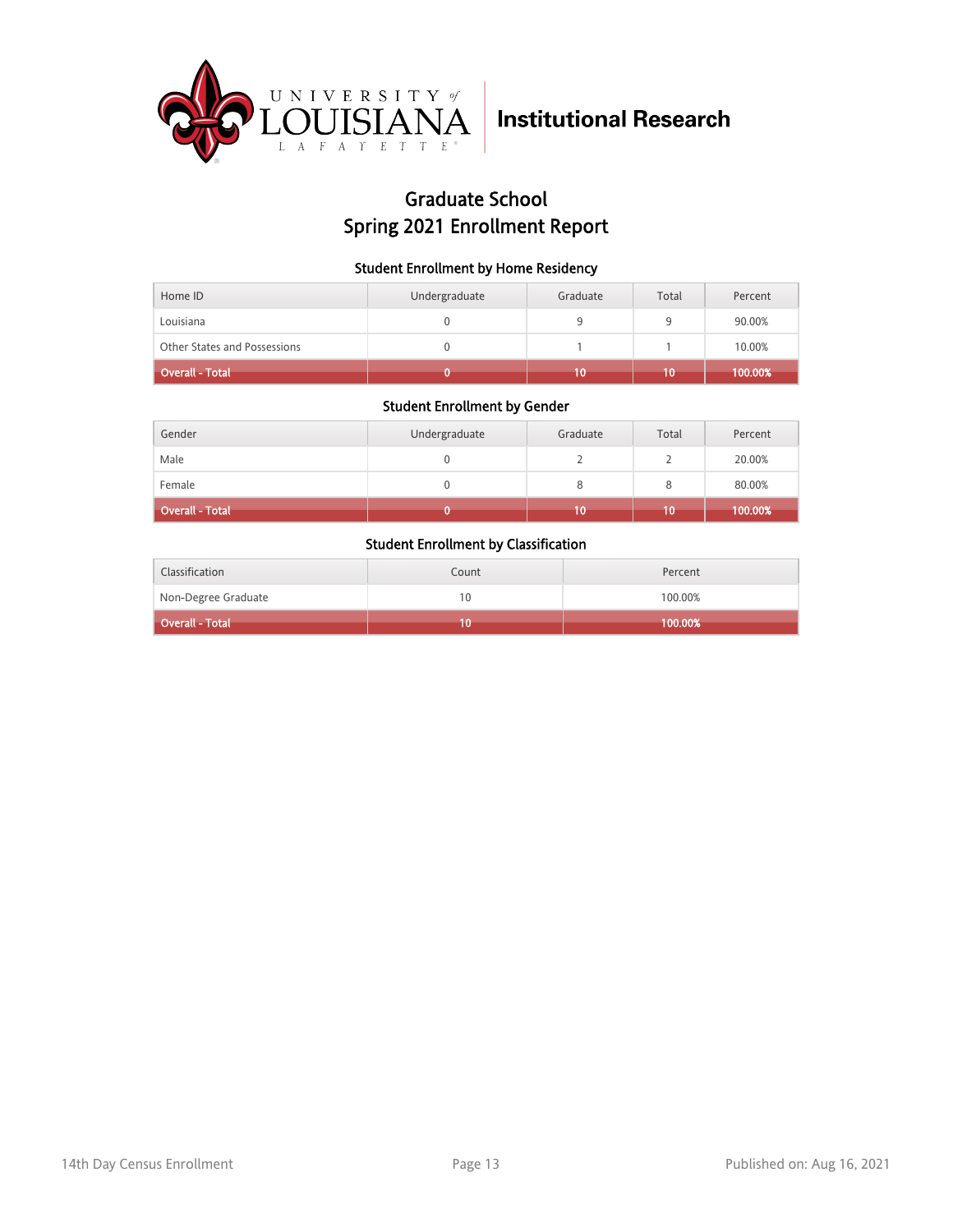University of Louisiana Lafayette | Institutional Research

# Graduate School
# Spring 2021 Enrollment Report

### Student Enrollment by Home Residency

| Home ID | Undergraduate | Graduate | Total | Percent |
|---|---|---|---|---|
| Louisiana | 0 | 9 | 9 | 90.00% |
| Other States and Possessions | 0 | 1 | 1 | 10.00% |
| **Overall - Total** | **0** | **10** | **10** | **100.00%** |

### Student Enrollment by Gender

| Gender | Undergraduate | Graduate | Total | Percent |
|---|---|---|---|---|
| Male | 0 | 2 | 2 | 20.00% |
| Female | 0 | 8 | 8 | 80.00% |
| **Overall - Total** | **0** | **10** | **10** | **100.00%** |

### Student Enrollment by Classification

| Classification | Count | Percent |
|---|---|---|
| Non-Degree Graduate | 10 | 100.00% |
| **Overall - Total** | **10** | **100.00%** |

14th Day Census Enrollment | Published on: Aug 16, 2021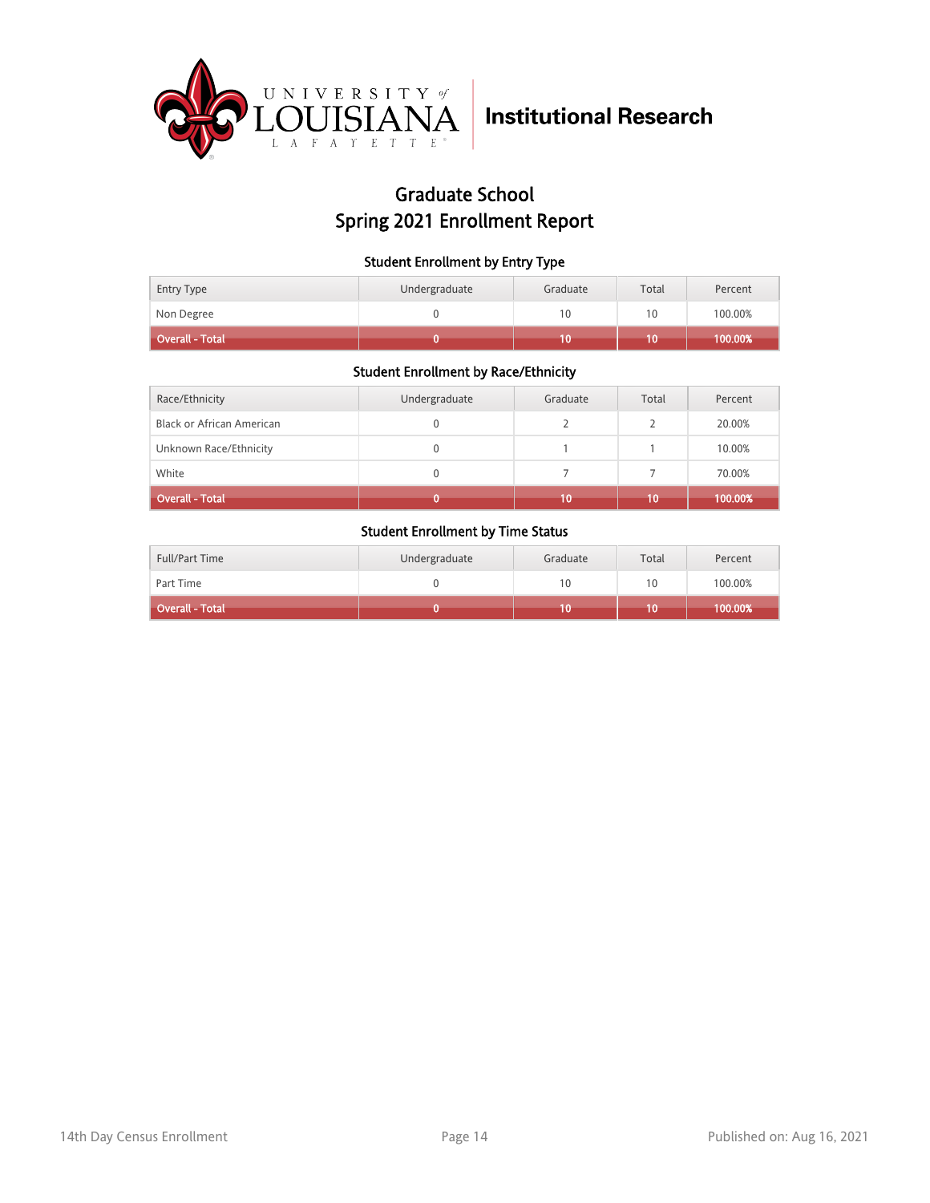Institutional Research

# Graduate School
# Spring 2021 Enrollment Report

### Student Enrollment by Entry Type

| Entry Type | Undergraduate | Graduate | Total | Percent |
|---|---|---|---|---|
| Non Degree | 0 | 10 | 10 | 100.00% |
| **Overall - Total** | **0** | **10** | **10** | **100.00%** |

### Student Enrollment by Race/Ethnicity

| Race/Ethnicity | Undergraduate | Graduate | Total | Percent |
|---|---|---|---|---|
| Black or African American | 0 | 2 | 2 | 20.00% |
| Unknown Race/Ethnicity | 0 | 1 | 1 | 10.00% |
| White | 0 | 7 | 7 | 70.00% |
| **Overall - Total** | **0** | **10** | **10** | **100.00%** |

### Student Enrollment by Time Status

| Full/Part Time | Undergraduate | Graduate | Total | Percent |
|---|---|---|---|---|
| Part Time | 0 | 10 | 10 | 100.00% |
| **Overall - Total** | **0** | **10** | **10** | **100.00%** |

14th Day Census Enrollment

Published on: Aug 16, 2021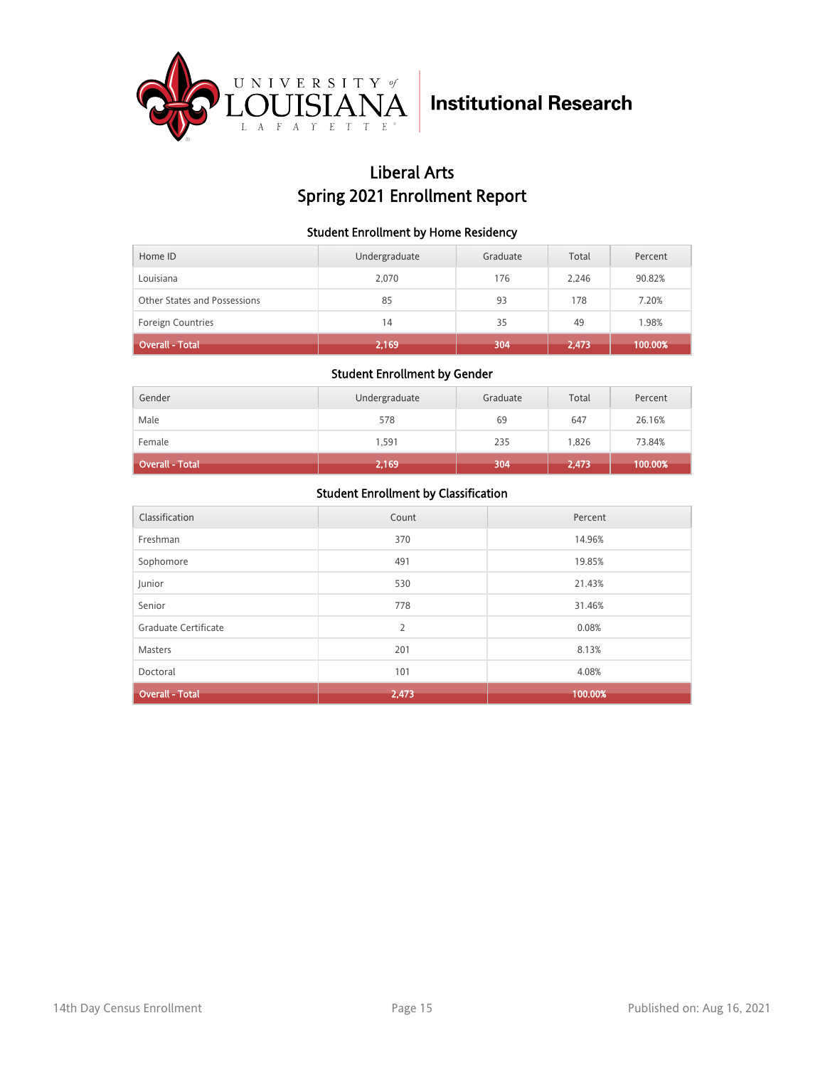University of Louisiana Lafayette | Institutional Research

# Liberal Arts
# Spring 2021 Enrollment Report

### Student Enrollment by Home Residency

| Home ID | Undergraduate | Graduate | Total | Percent |
|---|---|---|---|---|
| Louisiana | 2,070 | 176 | 2,246 | 90.82% |
| Other States and Possessions | 85 | 93 | 178 | 7.20% |
| Foreign Countries | 14 | 35 | 49 | 1.98% |
| **Overall - Total** | **2,169** | **304** | **2,473** | **100.00%** |

### Student Enrollment by Gender

| Gender | Undergraduate | Graduate | Total | Percent |
|---|---|---|---|---|
| Male | 578 | 69 | 647 | 26.16% |
| Female | 1,591 | 235 | 1,826 | 73.84% |
| **Overall - Total** | **2,169** | **304** | **2,473** | **100.00%** |

### Student Enrollment by Classification

| Classification | Count | Percent |
|---|---|---|
| Freshman | 370 | 14.96% |
| Sophomore | 491 | 19.85% |
| Junior | 530 | 21.43% |
| Senior | 778 | 31.46% |
| Graduate Certificate | 2 | 0.08% |
| Masters | 201 | 8.13% |
| Doctoral | 101 | 4.08% |
| **Overall - Total** | **2,473** | **100.00%** |

14th Day Census Enrollment | Published on: Aug 16, 2021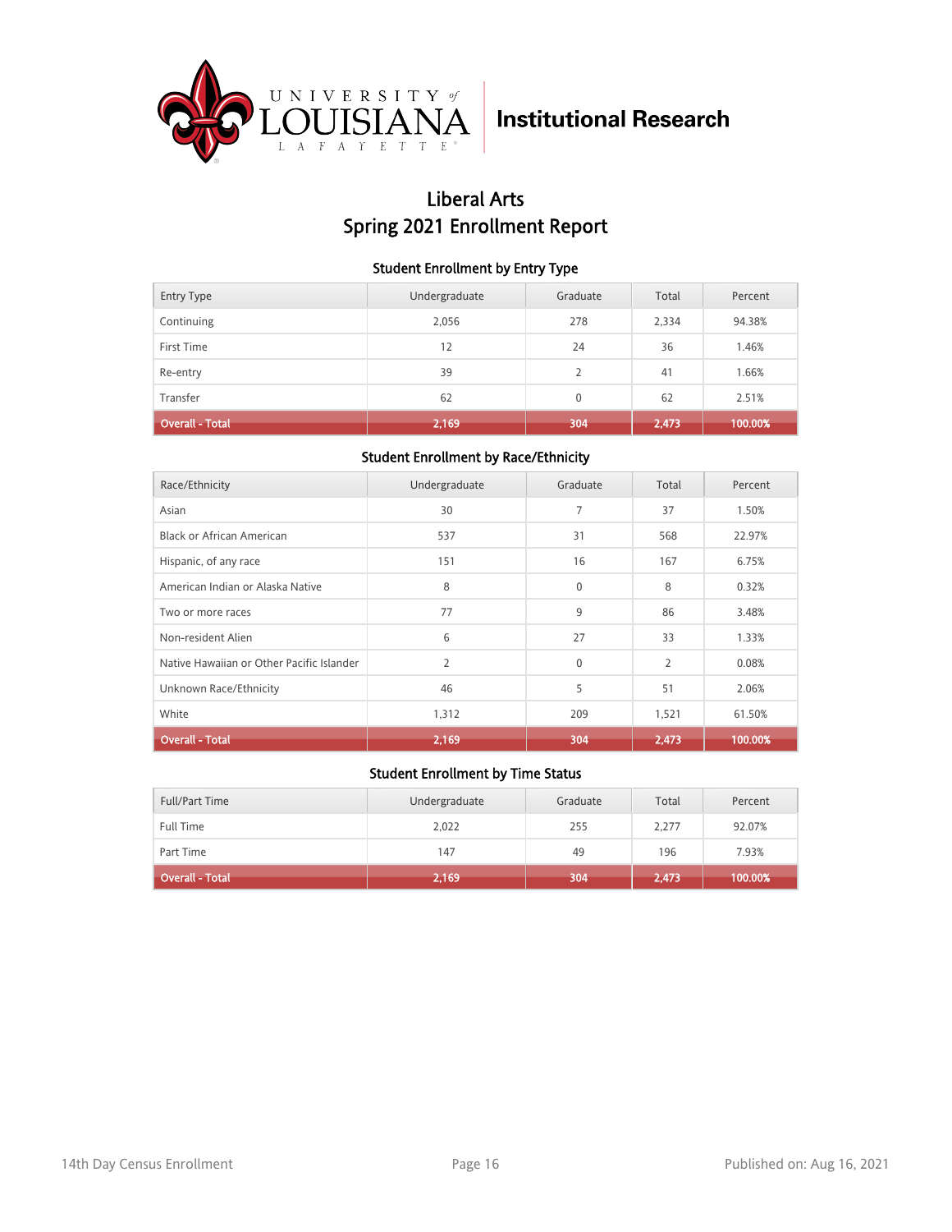University of Louisiana Lafayette — Institutional Research

# Liberal Arts
# Spring 2021 Enrollment Report

### Student Enrollment by Entry Type

| Entry Type | Undergraduate | Graduate | Total | Percent |
|---|---|---|---|---|
| Continuing | 2,056 | 278 | 2,334 | 94.38% |
| First Time | 12 | 24 | 36 | 1.46% |
| Re-entry | 39 | 2 | 41 | 1.66% |
| Transfer | 62 | 0 | 62 | 2.51% |
| **Overall - Total** | **2,169** | **304** | **2,473** | **100.00%** |

### Student Enrollment by Race/Ethnicity

| Race/Ethnicity | Undergraduate | Graduate | Total | Percent |
|---|---|---|---|---|
| Asian | 30 | 7 | 37 | 1.50% |
| Black or African American | 537 | 31 | 568 | 22.97% |
| Hispanic, of any race | 151 | 16 | 167 | 6.75% |
| American Indian or Alaska Native | 8 | 0 | 8 | 0.32% |
| Two or more races | 77 | 9 | 86 | 3.48% |
| Non-resident Alien | 6 | 27 | 33 | 1.33% |
| Native Hawaiian or Other Pacific Islander | 2 | 0 | 2 | 0.08% |
| Unknown Race/Ethnicity | 46 | 5 | 51 | 2.06% |
| White | 1,312 | 209 | 1,521 | 61.50% |
| **Overall - Total** | **2,169** | **304** | **2,473** | **100.00%** |

### Student Enrollment by Time Status

| Full/Part Time | Undergraduate | Graduate | Total | Percent |
|---|---|---|---|---|
| Full Time | 2,022 | 255 | 2,277 | 92.07% |
| Part Time | 147 | 49 | 196 | 7.93% |
| **Overall - Total** | **2,169** | **304** | **2,473** | **100.00%** |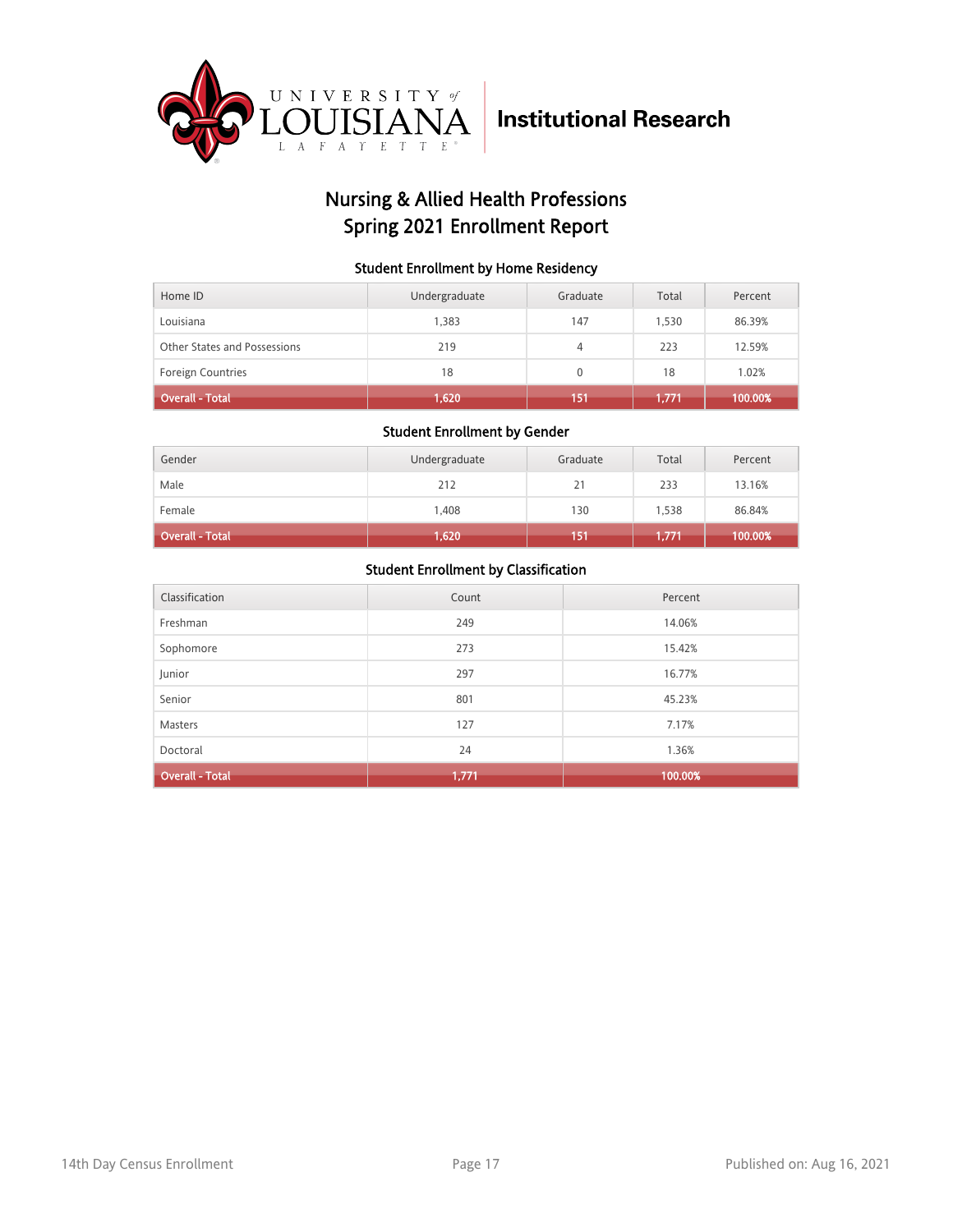University of Louisiana Lafayette — **Institutional Research**

# Nursing & Allied Health Professions
# Spring 2021 Enrollment Report

### Student Enrollment by Home Residency

| Home ID | Undergraduate | Graduate | Total | Percent |
|---|---|---|---|---|
| Louisiana | 1,383 | 147 | 1,530 | 86.39% |
| Other States and Possessions | 219 | 4 | 223 | 12.59% |
| Foreign Countries | 18 | 0 | 18 | 1.02% |
| **Overall - Total** | **1,620** | **151** | **1,771** | **100.00%** |

### Student Enrollment by Gender

| Gender | Undergraduate | Graduate | Total | Percent |
|---|---|---|---|---|
| Male | 212 | 21 | 233 | 13.16% |
| Female | 1,408 | 130 | 1,538 | 86.84% |
| **Overall - Total** | **1,620** | **151** | **1,771** | **100.00%** |

### Student Enrollment by Classification

| Classification | Count | Percent |
|---|---|---|
| Freshman | 249 | 14.06% |
| Sophomore | 273 | 15.42% |
| Junior | 297 | 16.77% |
| Senior | 801 | 45.23% |
| Masters | 127 | 7.17% |
| Doctoral | 24 | 1.36% |
| **Overall - Total** | **1,771** | **100.00%** |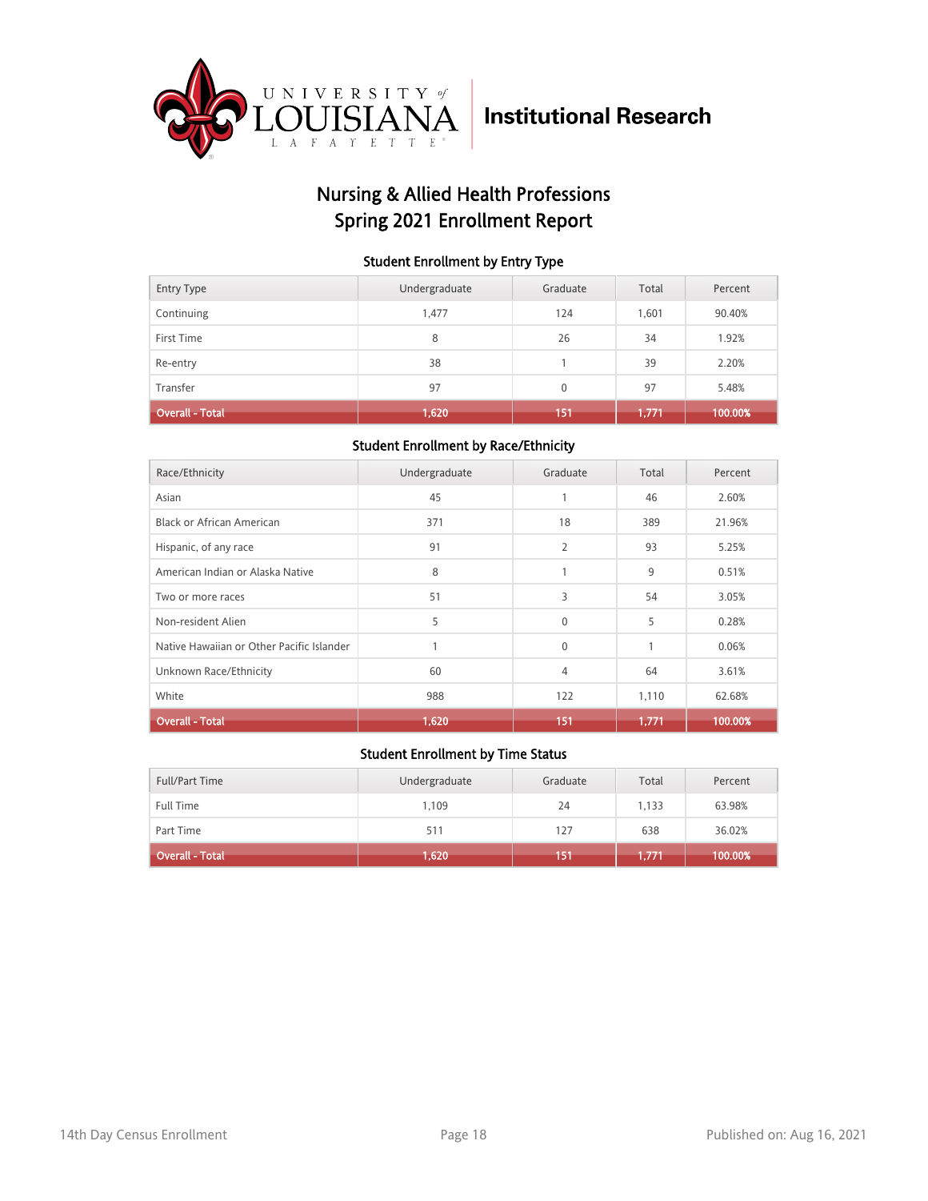University of Louisiana Lafayette **Institutional Research**

# Nursing & Allied Health Professions
# Spring 2021 Enrollment Report

### Student Enrollment by Entry Type

| Entry Type | Undergraduate | Graduate | Total | Percent |
|---|---|---|---|---|
| Continuing | 1,477 | 124 | 1,601 | 90.40% |
| First Time | 8 | 26 | 34 | 1.92% |
| Re-entry | 38 | 1 | 39 | 2.20% |
| Transfer | 97 | 0 | 97 | 5.48% |
| **Overall - Total** | **1,620** | **151** | **1,771** | **100.00%** |

### Student Enrollment by Race/Ethnicity

| Race/Ethnicity | Undergraduate | Graduate | Total | Percent |
|---|---|---|---|---|
| Asian | 45 | 1 | 46 | 2.60% |
| Black or African American | 371 | 18 | 389 | 21.96% |
| Hispanic, of any race | 91 | 2 | 93 | 5.25% |
| American Indian or Alaska Native | 8 | 1 | 9 | 0.51% |
| Two or more races | 51 | 3 | 54 | 3.05% |
| Non-resident Alien | 5 | 0 | 5 | 0.28% |
| Native Hawaiian or Other Pacific Islander | 1 | 0 | 1 | 0.06% |
| Unknown Race/Ethnicity | 60 | 4 | 64 | 3.61% |
| White | 988 | 122 | 1,110 | 62.68% |
| **Overall - Total** | **1,620** | **151** | **1,771** | **100.00%** |

### Student Enrollment by Time Status

| Full/Part Time | Undergraduate | Graduate | Total | Percent |
|---|---|---|---|---|
| Full Time | 1,109 | 24 | 1,133 | 63.98% |
| Part Time | 511 | 127 | 638 | 36.02% |
| **Overall - Total** | **1,620** | **151** | **1,771** | **100.00%** |

14th Day Census Enrollment — Published on: Aug 16, 2021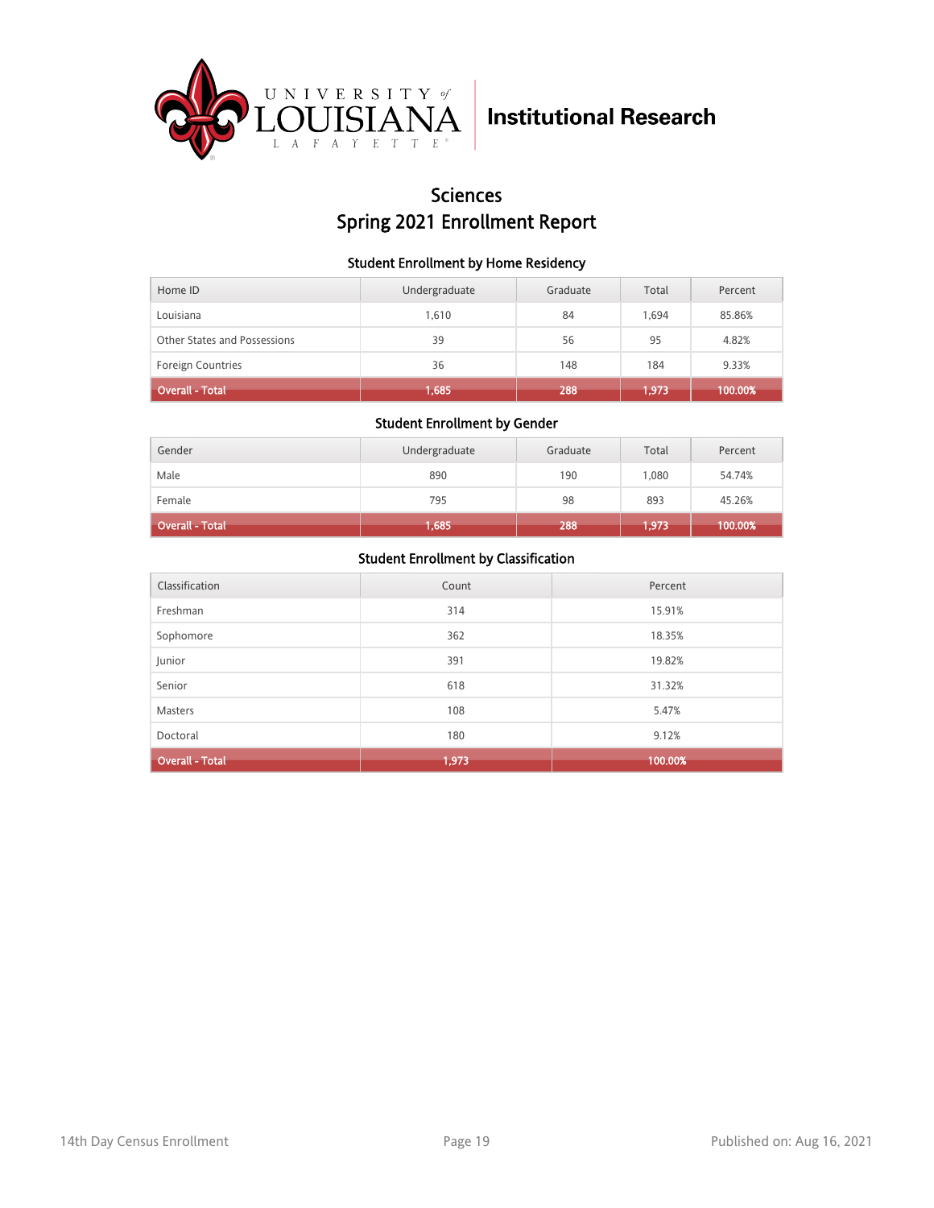University of Louisiana Lafayette | Institutional Research

# Sciences
# Spring 2021 Enrollment Report

### Student Enrollment by Home Residency

| Home ID | Undergraduate | Graduate | Total | Percent |
|---|---|---|---|---|
| Louisiana | 1,610 | 84 | 1,694 | 85.86% |
| Other States and Possessions | 39 | 56 | 95 | 4.82% |
| Foreign Countries | 36 | 148 | 184 | 9.33% |
| **Overall - Total** | **1,685** | **288** | **1,973** | **100.00%** |

### Student Enrollment by Gender

| Gender | Undergraduate | Graduate | Total | Percent |
|---|---|---|---|---|
| Male | 890 | 190 | 1,080 | 54.74% |
| Female | 795 | 98 | 893 | 45.26% |
| **Overall - Total** | **1,685** | **288** | **1,973** | **100.00%** |

### Student Enrollment by Classification

| Classification | Count | Percent |
|---|---|---|
| Freshman | 314 | 15.91% |
| Sophomore | 362 | 18.35% |
| Junior | 391 | 19.82% |
| Senior | 618 | 31.32% |
| Masters | 108 | 5.47% |
| Doctoral | 180 | 9.12% |
| **Overall - Total** | **1,973** | **100.00%** |

14th Day Census Enrollment — Published on: Aug 16, 2021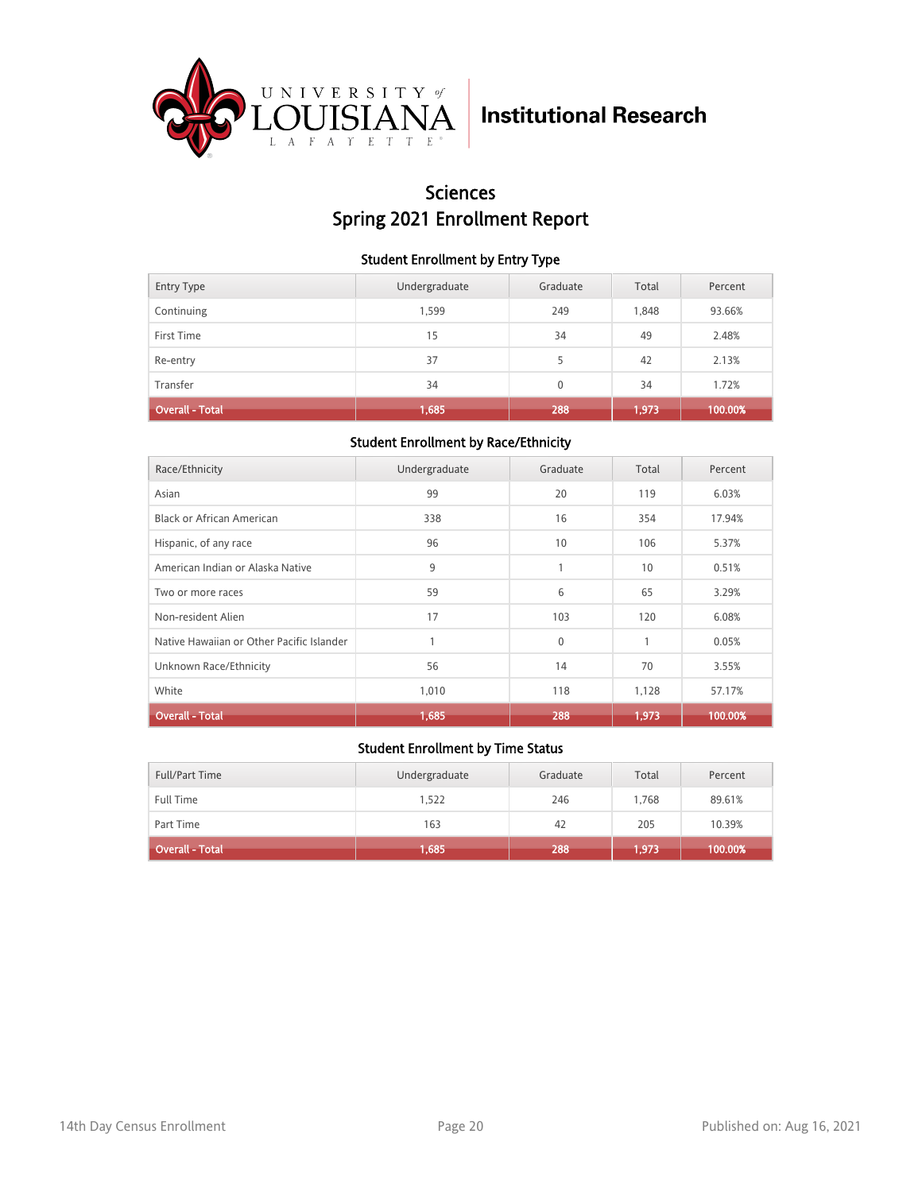University of Louisiana Lafayette | Institutional Research

# Sciences
# Spring 2021 Enrollment Report

### Student Enrollment by Entry Type

| Entry Type | Undergraduate | Graduate | Total | Percent |
|---|---|---|---|---|
| Continuing | 1,599 | 249 | 1,848 | 93.66% |
| First Time | 15 | 34 | 49 | 2.48% |
| Re-entry | 37 | 5 | 42 | 2.13% |
| Transfer | 34 | 0 | 34 | 1.72% |
| **Overall - Total** | **1,685** | **288** | **1,973** | **100.00%** |

### Student Enrollment by Race/Ethnicity

| Race/Ethnicity | Undergraduate | Graduate | Total | Percent |
|---|---|---|---|---|
| Asian | 99 | 20 | 119 | 6.03% |
| Black or African American | 338 | 16 | 354 | 17.94% |
| Hispanic, of any race | 96 | 10 | 106 | 5.37% |
| American Indian or Alaska Native | 9 | 1 | 10 | 0.51% |
| Two or more races | 59 | 6 | 65 | 3.29% |
| Non-resident Alien | 17 | 103 | 120 | 6.08% |
| Native Hawaiian or Other Pacific Islander | 1 | 0 | 1 | 0.05% |
| Unknown Race/Ethnicity | 56 | 14 | 70 | 3.55% |
| White | 1,010 | 118 | 1,128 | 57.17% |
| **Overall - Total** | **1,685** | **288** | **1,973** | **100.00%** |

### Student Enrollment by Time Status

| Full/Part Time | Undergraduate | Graduate | Total | Percent |
|---|---|---|---|---|
| Full Time | 1,522 | 246 | 1,768 | 89.61% |
| Part Time | 163 | 42 | 205 | 10.39% |
| **Overall - Total** | **1,685** | **288** | **1,973** | **100.00%** |

14th Day Census Enrollment

Published on: Aug 16, 2021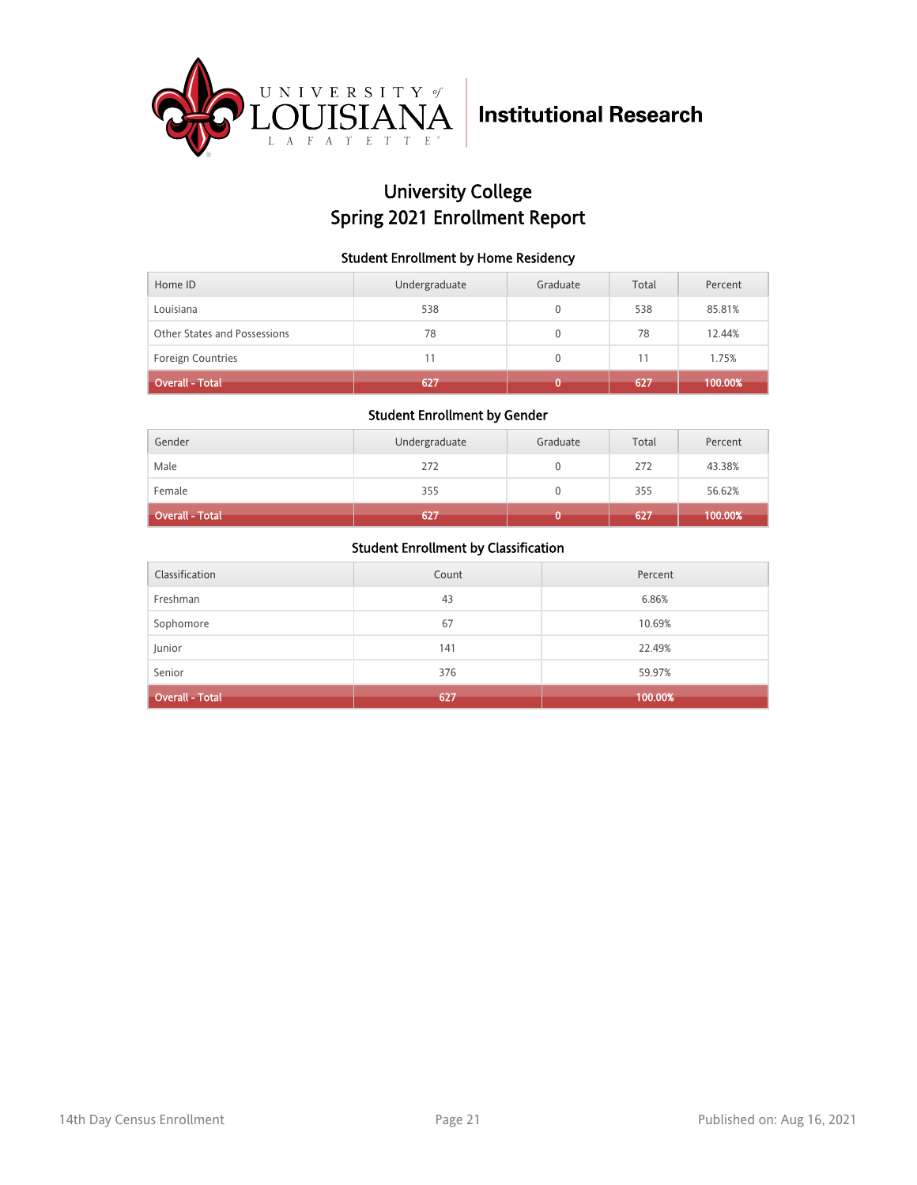University of Louisiana Lafayette | Institutional Research

# University College
# Spring 2021 Enrollment Report

### Student Enrollment by Home Residency

| Home ID | Undergraduate | Graduate | Total | Percent |
|---|---|---|---|---|
| Louisiana | 538 | 0 | 538 | 85.81% |
| Other States and Possessions | 78 | 0 | 78 | 12.44% |
| Foreign Countries | 11 | 0 | 11 | 1.75% |
| **Overall - Total** | **627** | **0** | **627** | **100.00%** |

### Student Enrollment by Gender

| Gender | Undergraduate | Graduate | Total | Percent |
|---|---|---|---|---|
| Male | 272 | 0 | 272 | 43.38% |
| Female | 355 | 0 | 355 | 56.62% |
| **Overall - Total** | **627** | **0** | **627** | **100.00%** |

### Student Enrollment by Classification

| Classification | Count | Percent |
|---|---|---|
| Freshman | 43 | 6.86% |
| Sophomore | 67 | 10.69% |
| Junior | 141 | 22.49% |
| Senior | 376 | 59.97% |
| **Overall - Total** | **627** | **100.00%** |

14th Day Census Enrollment — Published on: Aug 16, 2021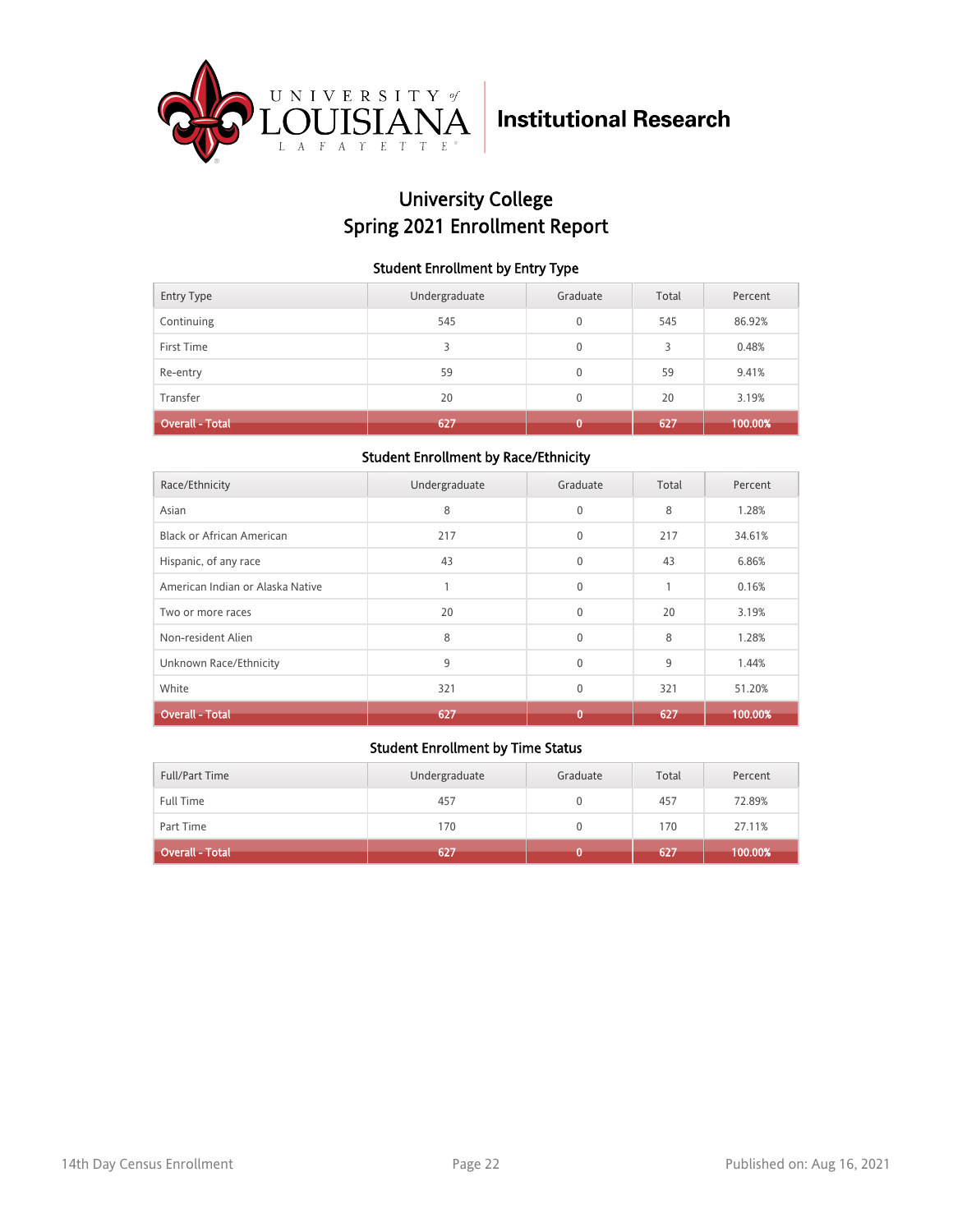University of Louisiana Lafayette | Institutional Research

# University College
# Spring 2021 Enrollment Report

### Student Enrollment by Entry Type

| Entry Type | Undergraduate | Graduate | Total | Percent |
|---|---|---|---|---|
| Continuing | 545 | 0 | 545 | 86.92% |
| First Time | 3 | 0 | 3 | 0.48% |
| Re-entry | 59 | 0 | 59 | 9.41% |
| Transfer | 20 | 0 | 20 | 3.19% |
| **Overall - Total** | **627** | **0** | **627** | **100.00%** |

### Student Enrollment by Race/Ethnicity

| Race/Ethnicity | Undergraduate | Graduate | Total | Percent |
|---|---|---|---|---|
| Asian | 8 | 0 | 8 | 1.28% |
| Black or African American | 217 | 0 | 217 | 34.61% |
| Hispanic, of any race | 43 | 0 | 43 | 6.86% |
| American Indian or Alaska Native | 1 | 0 | 1 | 0.16% |
| Two or more races | 20 | 0 | 20 | 3.19% |
| Non-resident Alien | 8 | 0 | 8 | 1.28% |
| Unknown Race/Ethnicity | 9 | 0 | 9 | 1.44% |
| White | 321 | 0 | 321 | 51.20% |
| **Overall - Total** | **627** | **0** | **627** | **100.00%** |

### Student Enrollment by Time Status

| Full/Part Time | Undergraduate | Graduate | Total | Percent |
|---|---|---|---|---|
| Full Time | 457 | 0 | 457 | 72.89% |
| Part Time | 170 | 0 | 170 | 27.11% |
| **Overall - Total** | **627** | **0** | **627** | **100.00%** |

14th Day Census Enrollment

Published on: Aug 16, 2021